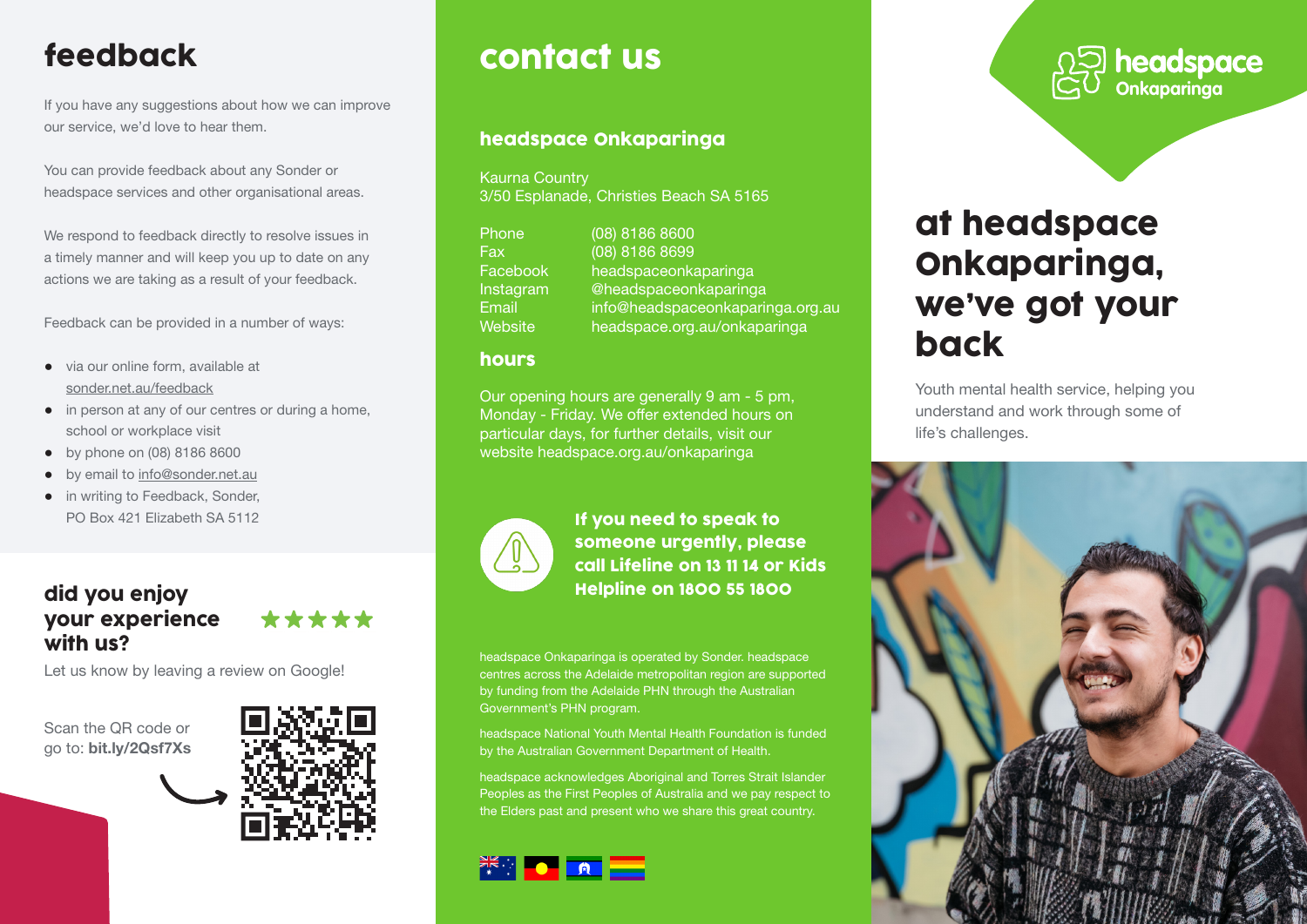## feedback

If you have any suggestions about how we can improve our service, we'd love to hear them.

You can provide feedback about any Sonder or headspace services and other organisational areas.

We respond to feedback directly to resolve issues in a timely manner and will keep you up to date on any actions we are taking as a result of your feedback.

Feedback can be provided in a number of ways:

- via our online form, available at sonder.net.au/feedback
- in person at any of our centres or during a home, school or workplace visit
- by phone on (08) 8186 8600
- by email to info@sonder.net.au
- in writing to Feedback, Sonder, PO Box 421 Elizabeth SA 5112

### did you enjoy your experience with us?

★★★★★

Let us know by leaving a review on Google!

Scan the QR code or go to: **bit.ly/2Qsf7Xs**

## contact us

### headspace Onkaparinga

Kaurna Country
3/50 Esplanade, Christies Beach SA 5165

| | |
|---|---|
| Phone | (08) 8186 8600 |
| Fax | (08) 8186 8699 |
| Facebook | headspaceonkaparinga |
| Instagram | @headspaceonkaparinga |
| Email | info@headspaceonkaparinga.org.au |
| Website | headspace.org.au/onkaparinga |

### hours

Our opening hours are generally 9 am - 5 pm, Monday - Friday. We offer extended hours on particular days, for further details, visit our website headspace.org.au/onkaparinga

**If you need to speak to someone urgently, please call Lifeline on 13 11 14 or Kids Helpline on 1800 55 1800**

headspace Onkaparinga is operated by Sonder. headspace centres across the Adelaide metropolitan region are supported by funding from the Adelaide PHN through the Australian Government's PHN program.

headspace National Youth Mental Health Foundation is funded by the Australian Government Department of Health.

headspace acknowledges Aboriginal and Torres Strait Islander Peoples as the First Peoples of Australia and we pay respect to the Elders past and present who we share this great country.

headspace Onkaparinga

# at headspace Onkaparinga, we've got your back

Youth mental health service, helping you understand and work through some of life's challenges.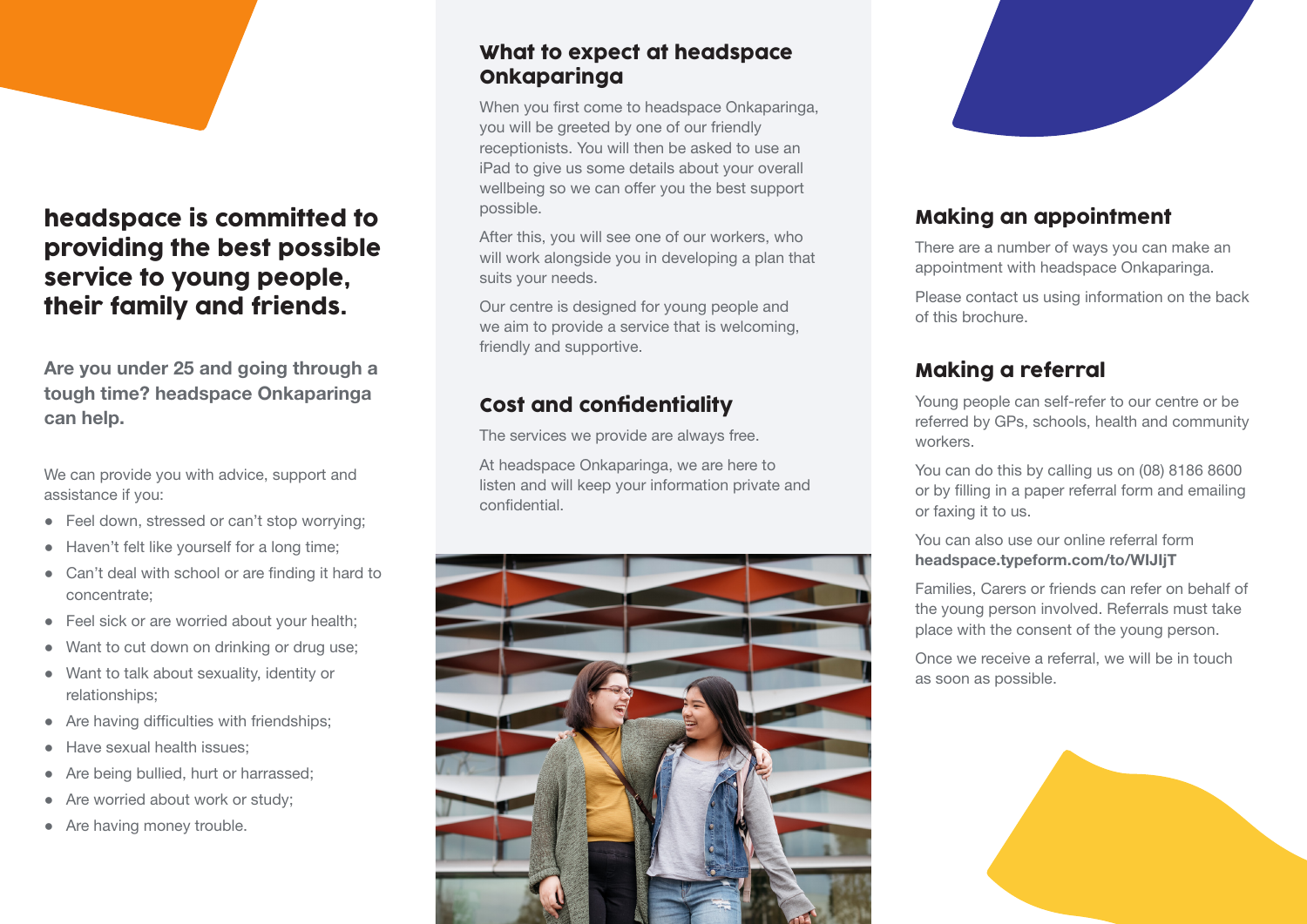## headspace is committed to providing the best possible service to young people, their family and friends.

**Are you under 25 and going through a tough time? headspace Onkaparinga can help.**

We can provide you with advice, support and assistance if you:

- Feel down, stressed or can't stop worrying;
- Haven't felt like yourself for a long time;
- Can't deal with school or are finding it hard to concentrate;
- Feel sick or are worried about your health;
- Want to cut down on drinking or drug use;
- Want to talk about sexuality, identity or relationships;
- Are having difficulties with friendships;
- Have sexual health issues;
- Are being bullied, hurt or harrassed;
- Are worried about work or study;
- Are having money trouble.

## What to expect at headspace Onkaparinga

When you first come to headspace Onkaparinga, you will be greeted by one of our friendly receptionists. You will then be asked to use an iPad to give us some details about your overall wellbeing so we can offer you the best support possible.

After this, you will see one of our workers, who will work alongside you in developing a plan that suits your needs.

Our centre is designed for young people and we aim to provide a service that is welcoming, friendly and supportive.

## Cost and confidentiality

The services we provide are always free.

At headspace Onkaparinga, we are here to listen and will keep your information private and confidential.

## Making an appointment

There are a number of ways you can make an appointment with headspace Onkaparinga.

Please contact us using information on the back of this brochure.

## Making a referral

Young people can self-refer to our centre or be referred by GPs, schools, health and community workers.

You can do this by calling us on (08) 8186 8600 or by filling in a paper referral form and emailing or faxing it to us.

You can also use our online referral form **headspace.typeform.com/to/WIJIjT**

Families, Carers or friends can refer on behalf of the young person involved. Referrals must take place with the consent of the young person.

Once we receive a referral, we will be in touch as soon as possible.